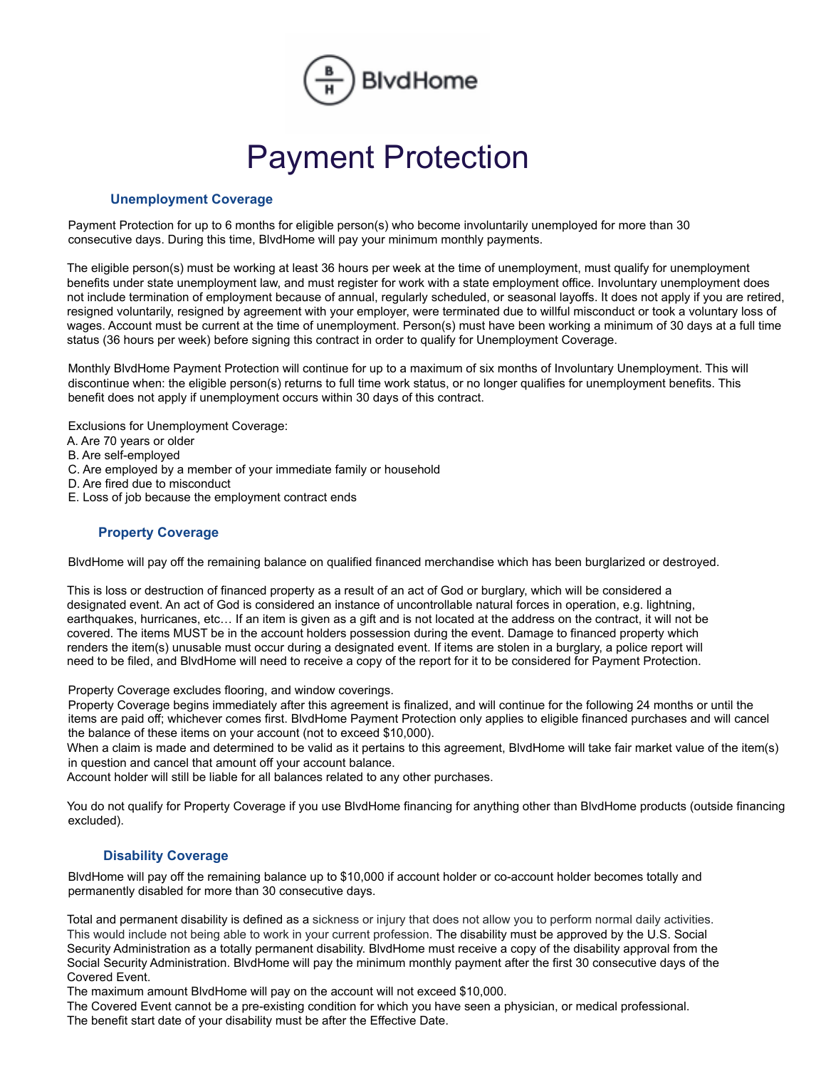BlvdHome

# Payment Protection

## Unemployment Coverage

Payment Protection for up to 6 months for eligible person(s) who become involuntarily unemployed for more than 30 consecutive days. During this time, BlvdHome will pay your minimum monthly payments.

The eligible person(s) must be working at least 36 hours per week at the time of unemployment, must qualify for unemployment benefits under state unemployment law, and must register for work with a state employment office. Involuntary unemployment does not include termination of employment because of annual, regularly scheduled, or seasonal layoffs. It does not apply if you are retired, resigned voluntarily, resigned by agreement with your employer, were terminated due to willful misconduct or took a voluntary loss of wages. Account must be current at the time of unemployment. Person(s) must have been working a minimum of 30 days at a full time status (36 hours per week) before signing this contract in order to qualify for Unemployment Coverage.

Monthly BlvdHome Payment Protection will continue for up to a maximum of six months of Involuntary Unemployment. This will discontinue when: the eligible person(s) returns to full time work status, or no longer qualifies for unemployment benefits. This benefit does not apply if unemployment occurs within 30 days of this contract.

Exclusions for Unemployment Coverage:
A. Are 70 years or older
B. Are self-employed
C. Are employed by a member of your immediate family or household
D. Are fired due to misconduct
E. Loss of job because the employment contract ends

## Property Coverage

BlvdHome will pay off the remaining balance on qualified financed merchandise which has been burglarized or destroyed.

This is loss or destruction of financed property as a result of an act of God or burglary, which will be considered a designated event. An act of God is considered an instance of uncontrollable natural forces in operation, e.g. lightning, earthquakes, hurricanes, etc… If an item is given as a gift and is not located at the address on the contract, it will not be covered. The items MUST be in the account holders possession during the event. Damage to financed property which renders the item(s) unusable must occur during a designated event. If items are stolen in a burglary, a police report will need to be filed, and BlvdHome will need to receive a copy of the report for it to be considered for Payment Protection.

Property Coverage excludes flooring, and window coverings.
Property Coverage begins immediately after this agreement is finalized, and will continue for the following 24 months or until the items are paid off; whichever comes first. BlvdHome Payment Protection only applies to eligible financed purchases and will cancel the balance of these items on your account (not to exceed $10,000).
When a claim is made and determined to be valid as it pertains to this agreement, BlvdHome will take fair market value of the item(s) in question and cancel that amount off your account balance.
Account holder will still be liable for all balances related to any other purchases.

You do not qualify for Property Coverage if you use BlvdHome financing for anything other than BlvdHome products (outside financing excluded).

## Disability Coverage

BlvdHome will pay off the remaining balance up to $10,000 if account holder or co-account holder becomes totally and permanently disabled for more than 30 consecutive days.

Total and permanent disability is defined as a sickness or injury that does not allow you to perform normal daily activities. This would include not being able to work in your current profession. The disability must be approved by the U.S. Social Security Administration as a totally permanent disability. BlvdHome must receive a copy of the disability approval from the Social Security Administration. BlvdHome will pay the minimum monthly payment after the first 30 consecutive days of the Covered Event.
The maximum amount BlvdHome will pay on the account will not exceed $10,000.
The Covered Event cannot be a pre-existing condition for which you have seen a physician, or medical professional.
The benefit start date of your disability must be after the Effective Date.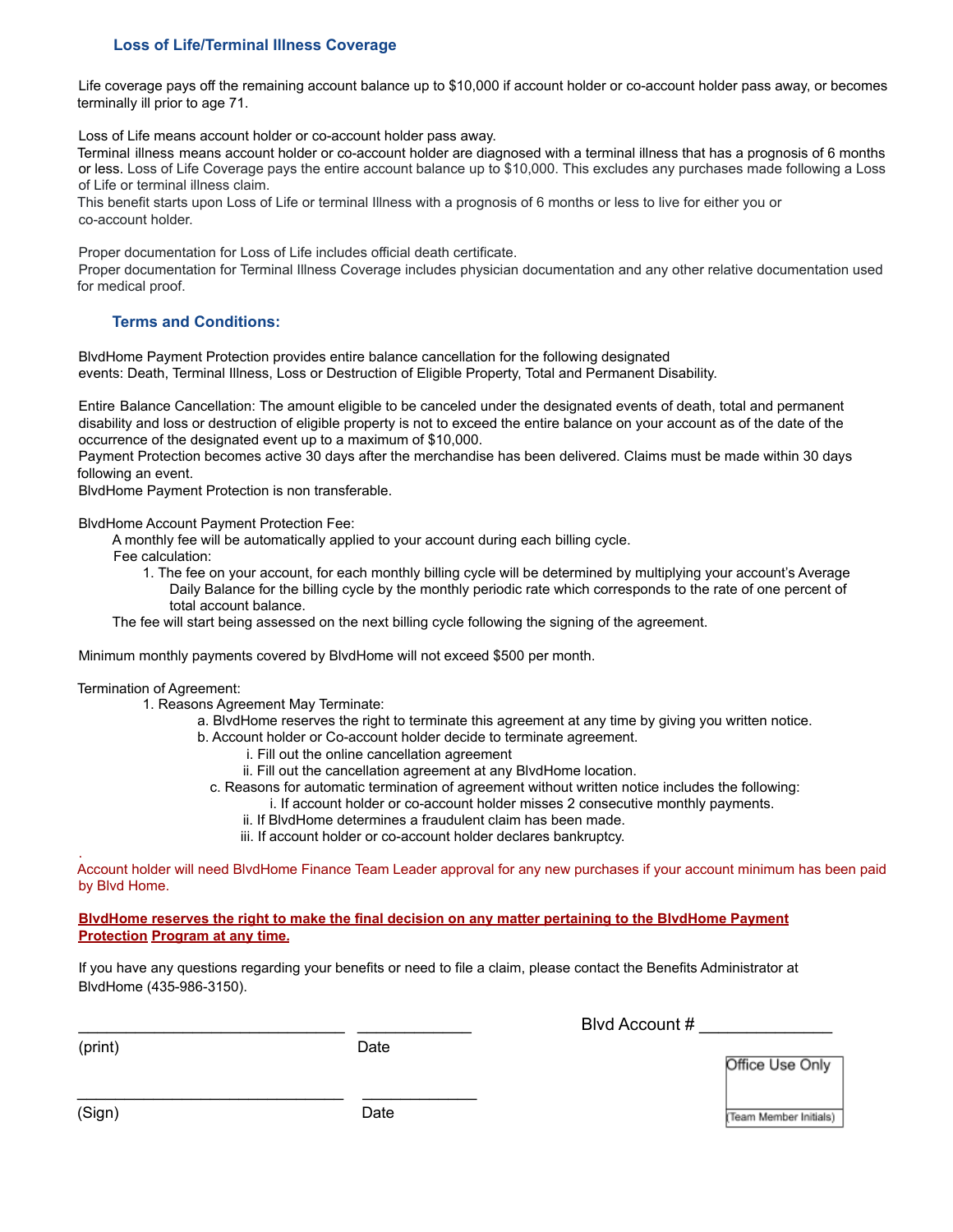## Loss of Life/Terminal Illness Coverage

Life coverage pays off the remaining account balance up to $10,000 if account holder or co-account holder pass away, or becomes terminally ill prior to age 71.

Loss of Life means account holder or co-account holder pass away.
Terminal illness means account holder or co-account holder are diagnosed with a terminal illness that has a prognosis of 6 months or less. Loss of Life Coverage pays the entire account balance up to $10,000. This excludes any purchases made following a Loss of Life or terminal illness claim.
This benefit starts upon Loss of Life or terminal Illness with a prognosis of 6 months or less to live for either you or co-account holder.

Proper documentation for Loss of Life includes official death certificate.
Proper documentation for Terminal Illness Coverage includes physician documentation and any other relative documentation used for medical proof.

## Terms and Conditions:

BlvdHome Payment Protection provides entire balance cancellation for the following designated events: Death, Terminal Illness, Loss or Destruction of Eligible Property, Total and Permanent Disability.

Entire Balance Cancellation: The amount eligible to be canceled under the designated events of death, total and permanent disability and loss or destruction of eligible property is not to exceed the entire balance on your account as of the date of the occurrence of the designated event up to a maximum of $10,000.
Payment Protection becomes active 30 days after the merchandise has been delivered. Claims must be made within 30 days following an event.
BlvdHome Payment Protection is non transferable.

BlvdHome Account Payment Protection Fee:

A monthly fee will be automatically applied to your account during each billing cycle.
Fee calculation:

1. The fee on your account, for each monthly billing cycle will be determined by multiplying your account's Average Daily Balance for the billing cycle by the monthly periodic rate which corresponds to the rate of one percent of total account balance.

The fee will start being assessed on the next billing cycle following the signing of the agreement.

Minimum monthly payments covered by BlvdHome will not exceed $500 per month.

Termination of Agreement:

1. Reasons Agreement May Terminate:
   a. BlvdHome reserves the right to terminate this agreement at any time by giving you written notice.
   b. Account holder or Co-account holder decide to terminate agreement.
      i. Fill out the online cancellation agreement
      ii. Fill out the cancellation agreement at any BlvdHome location.
   c. Reasons for automatic termination of agreement without written notice includes the following:
      i. If account holder or co-account holder misses 2 consecutive monthly payments.
      ii. If BlvdHome determines a fraudulent claim has been made.
      iii. If account holder or co-account holder declares bankruptcy.

Account holder will need BlvdHome Finance Team Leader approval for any new purchases if your account minimum has been paid by Blvd Home.

**BlvdHome reserves the right to make the final decision on any matter pertaining to the BlvdHome Payment Protection Program at any time.**

If you have any questions regarding your benefits or need to file a claim, please contact the Benefits Administrator at BlvdHome (435-986-3150).

______________________________ ____________ Blvd Account # ______________

(print) Date

______________________________ ____________

(Sign) Date

Office Use Only

(Team Member Initials)